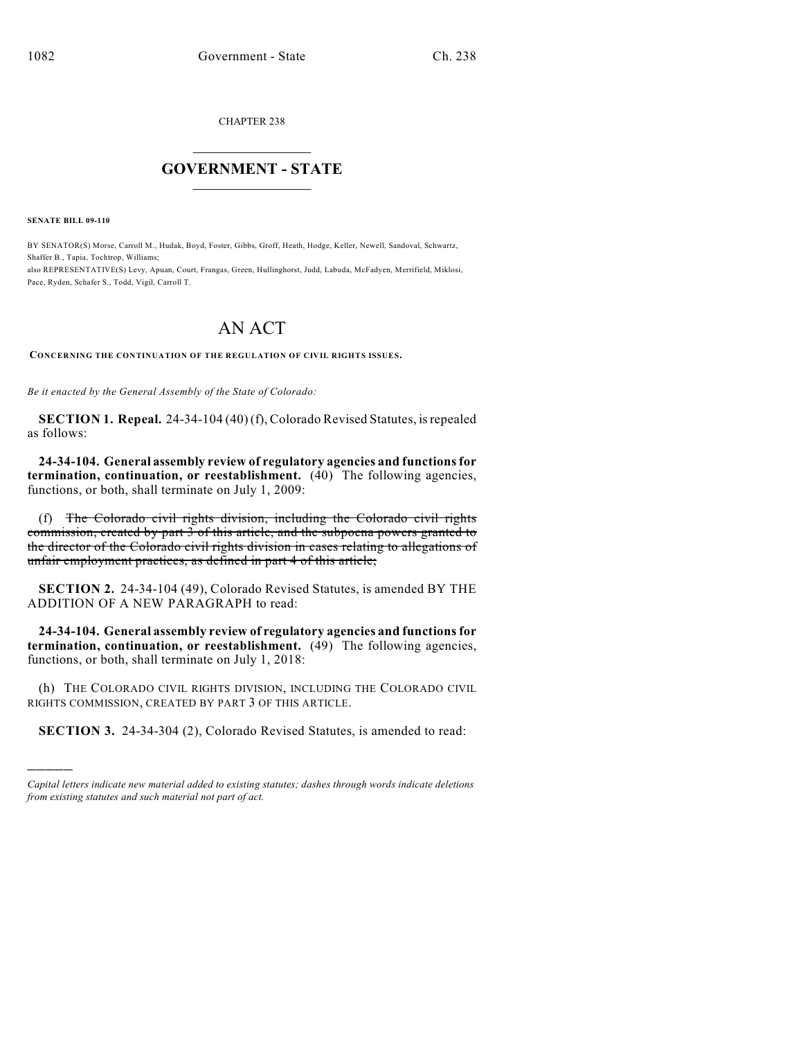CHAPTER 238

# GOVERNMENT - STATE

**SENATE BILL 09-110**

BY SENATOR(S) Morse, Carroll M., Hudak, Boyd, Foster, Gibbs, Groff, Heath, Hodge, Keller, Newell, Sandoval, Schwartz, Shaffer B., Tapia, Tochtrop, Williams;
also REPRESENTATIVE(S) Levy, Apuan, Court, Frangas, Green, Hullinghorst, Judd, Labuda, McFadyen, Merrifield, Miklosi, Pace, Ryden, Schafer S., Todd, Vigil, Carroll T.

# AN ACT

**CONCERNING THE CONTINUATION OF THE REGULATION OF CIVIL RIGHTS ISSUES.**

*Be it enacted by the General Assembly of the State of Colorado:*

**SECTION 1. Repeal.** 24-34-104 (40) (f), Colorado Revised Statutes, is repealed as follows:

**24-34-104. General assembly review of regulatory agencies and functions for termination, continuation, or reestablishment.** (40) The following agencies, functions, or both, shall terminate on July 1, 2009:

(f) ~~The Colorado civil rights division, including the Colorado civil rights commission, created by part 3 of this article, and the subpoena powers granted to the director of the Colorado civil rights division in cases relating to allegations of unfair employment practices, as defined in part 4 of this article;~~

**SECTION 2.** 24-34-104 (49), Colorado Revised Statutes, is amended BY THE ADDITION OF A NEW PARAGRAPH to read:

**24-34-104. General assembly review of regulatory agencies and functions for termination, continuation, or reestablishment.** (49) The following agencies, functions, or both, shall terminate on July 1, 2018:

(h) THE COLORADO CIVIL RIGHTS DIVISION, INCLUDING THE COLORADO CIVIL RIGHTS COMMISSION, CREATED BY PART 3 OF THIS ARTICLE.

**SECTION 3.** 24-34-304 (2), Colorado Revised Statutes, is amended to read:

---

*Capital letters indicate new material added to existing statutes; dashes through words indicate deletions from existing statutes and such material not part of act.*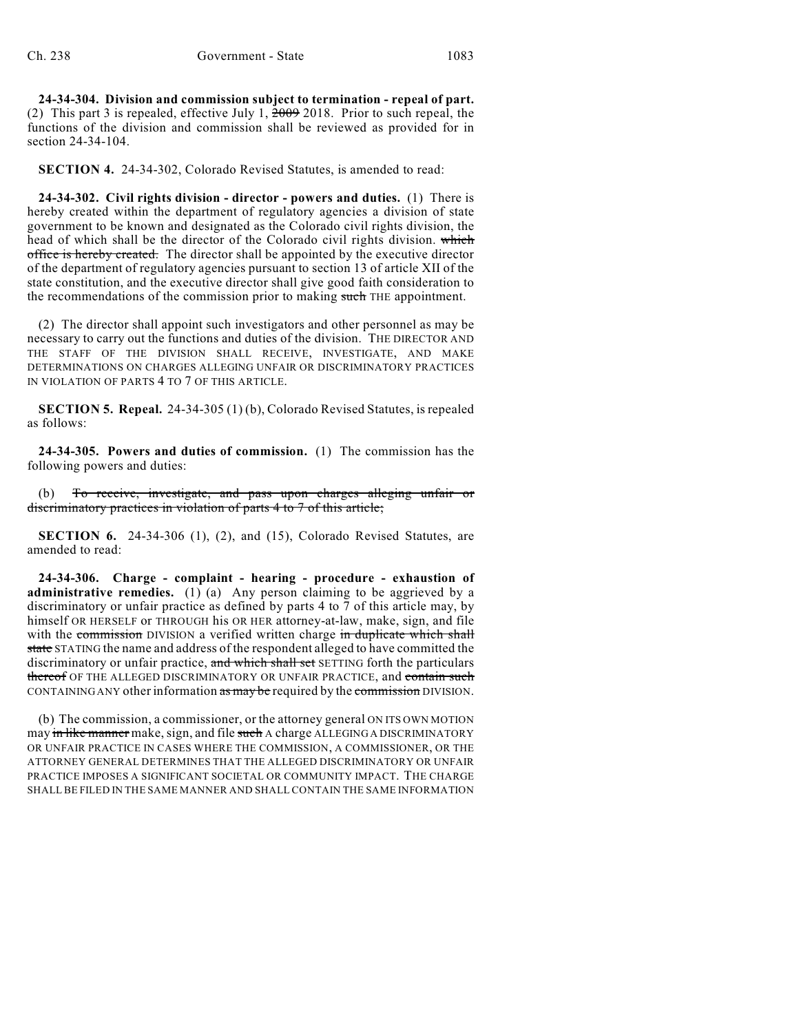**24-34-304. Division and commission subject to termination - repeal of part.** (2) This part 3 is repealed, effective July 1, ~~2009~~ 2018. Prior to such repeal, the functions of the division and commission shall be reviewed as provided for in section 24-34-104.

**SECTION 4.** 24-34-302, Colorado Revised Statutes, is amended to read:

**24-34-302. Civil rights division - director - powers and duties.** (1) There is hereby created within the department of regulatory agencies a division of state government to be known and designated as the Colorado civil rights division, the head of which shall be the director of the Colorado civil rights division. ~~which office is hereby created.~~ The director shall be appointed by the executive director of the department of regulatory agencies pursuant to section 13 of article XII of the state constitution, and the executive director shall give good faith consideration to the recommendations of the commission prior to making ~~such~~ THE appointment.

(2) The director shall appoint such investigators and other personnel as may be necessary to carry out the functions and duties of the division. THE DIRECTOR AND THE STAFF OF THE DIVISION SHALL RECEIVE, INVESTIGATE, AND MAKE DETERMINATIONS ON CHARGES ALLEGING UNFAIR OR DISCRIMINATORY PRACTICES IN VIOLATION OF PARTS 4 TO 7 OF THIS ARTICLE.

**SECTION 5. Repeal.** 24-34-305 (1) (b), Colorado Revised Statutes, is repealed as follows:

**24-34-305. Powers and duties of commission.** (1) The commission has the following powers and duties:

(b) ~~To receive, investigate, and pass upon charges alleging unfair or discriminatory practices in violation of parts 4 to 7 of this article;~~

**SECTION 6.** 24-34-306 (1), (2), and (15), Colorado Revised Statutes, are amended to read:

**24-34-306. Charge - complaint - hearing - procedure - exhaustion of administrative remedies.** (1) (a) Any person claiming to be aggrieved by a discriminatory or unfair practice as defined by parts 4 to 7 of this article may, by himself OR HERSELF or THROUGH his OR HER attorney-at-law, make, sign, and file with the ~~commission~~ DIVISION a verified written charge ~~in duplicate which shall state~~ STATING the name and address of the respondent alleged to have committed the discriminatory or unfair practice, ~~and which shall set~~ SETTING forth the particulars ~~thereof~~ OF THE ALLEGED DISCRIMINATORY OR UNFAIR PRACTICE, and ~~contain such~~ CONTAINING ANY other information ~~as may be~~ required by the ~~commission~~ DIVISION.

(b) The commission, a commissioner, or the attorney general ON ITS OWN MOTION may ~~in like manner~~ make, sign, and file ~~such~~ A charge ALLEGING A DISCRIMINATORY OR UNFAIR PRACTICE IN CASES WHERE THE COMMISSION, A COMMISSIONER, OR THE ATTORNEY GENERAL DETERMINES THAT THE ALLEGED DISCRIMINATORY OR UNFAIR PRACTICE IMPOSES A SIGNIFICANT SOCIETAL OR COMMUNITY IMPACT. THE CHARGE SHALL BE FILED IN THE SAME MANNER AND SHALL CONTAIN THE SAME INFORMATION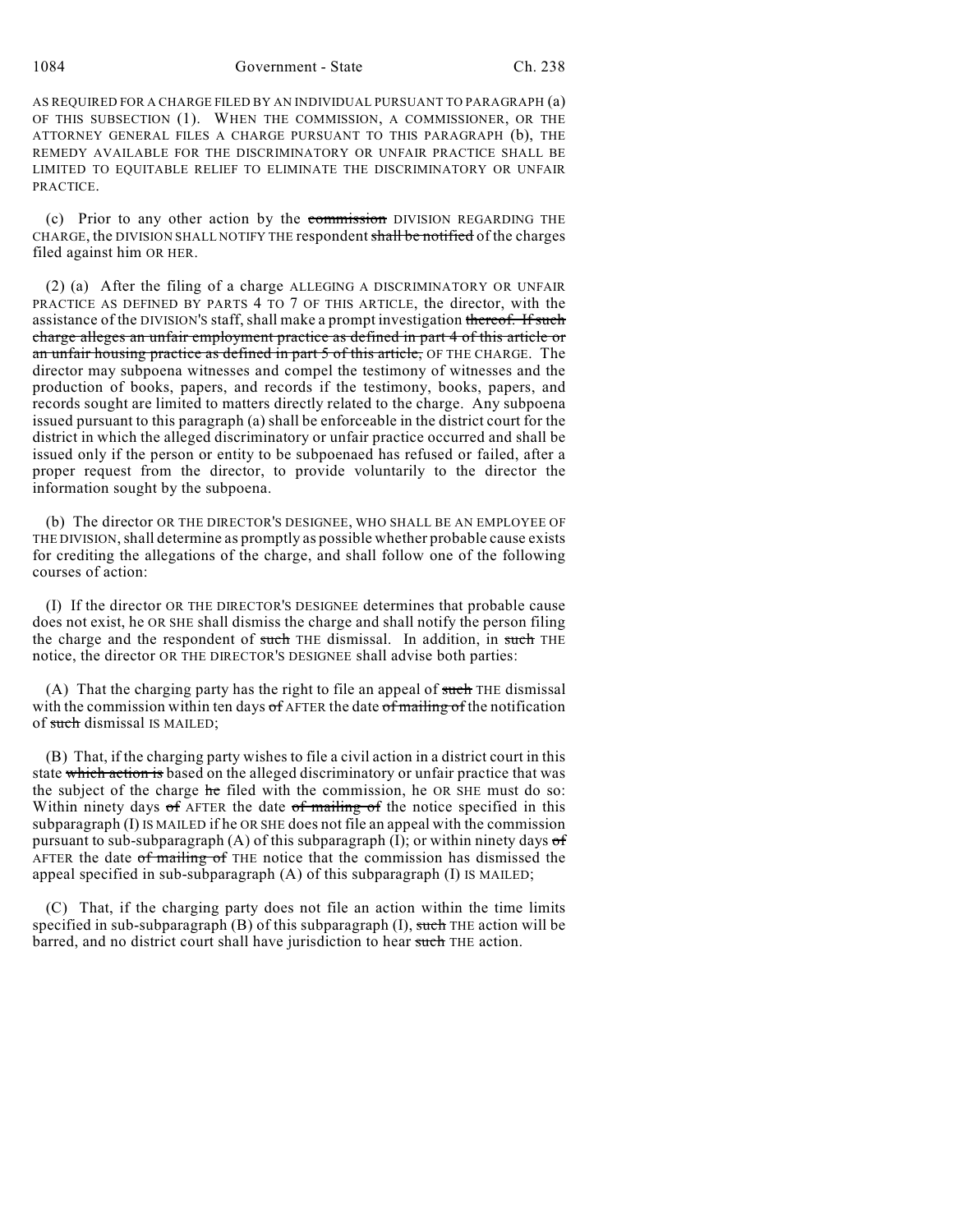AS REQUIRED FOR A CHARGE FILED BY AN INDIVIDUAL PURSUANT TO PARAGRAPH (a) OF THIS SUBSECTION (1). WHEN THE COMMISSION, A COMMISSIONER, OR THE ATTORNEY GENERAL FILES A CHARGE PURSUANT TO THIS PARAGRAPH (b), THE REMEDY AVAILABLE FOR THE DISCRIMINATORY OR UNFAIR PRACTICE SHALL BE LIMITED TO EQUITABLE RELIEF TO ELIMINATE THE DISCRIMINATORY OR UNFAIR PRACTICE.

(c) Prior to any other action by the ~~commission~~ DIVISION REGARDING THE CHARGE, the DIVISION SHALL NOTIFY THE respondent ~~shall be notified~~ of the charges filed against him OR HER.

(2) (a) After the filing of a charge ALLEGING A DISCRIMINATORY OR UNFAIR PRACTICE AS DEFINED BY PARTS 4 TO 7 OF THIS ARTICLE, the director, with the assistance of the DIVISION'S staff, shall make a prompt investigation ~~thereof. If such charge alleges an unfair employment practice as defined in part 4 of this article or an unfair housing practice as defined in part 5 of this article,~~ OF THE CHARGE. The director may subpoena witnesses and compel the testimony of witnesses and the production of books, papers, and records if the testimony, books, papers, and records sought are limited to matters directly related to the charge. Any subpoena issued pursuant to this paragraph (a) shall be enforceable in the district court for the district in which the alleged discriminatory or unfair practice occurred and shall be issued only if the person or entity to be subpoenaed has refused or failed, after a proper request from the director, to provide voluntarily to the director the information sought by the subpoena.

(b) The director OR THE DIRECTOR'S DESIGNEE, WHO SHALL BE AN EMPLOYEE OF THE DIVISION, shall determine as promptly as possible whether probable cause exists for crediting the allegations of the charge, and shall follow one of the following courses of action:

(I) If the director OR THE DIRECTOR'S DESIGNEE determines that probable cause does not exist, he OR SHE shall dismiss the charge and shall notify the person filing the charge and the respondent of ~~such~~ THE dismissal. In addition, in ~~such~~ THE notice, the director OR THE DIRECTOR'S DESIGNEE shall advise both parties:

(A) That the charging party has the right to file an appeal of ~~such~~ THE dismissal with the commission within ten days ~~of~~ AFTER the date ~~of mailing of~~ the notification of ~~such~~ dismissal IS MAILED;

(B) That, if the charging party wishes to file a civil action in a district court in this state ~~which action is~~ based on the alleged discriminatory or unfair practice that was the subject of the charge ~~he~~ filed with the commission, he OR SHE must do so: Within ninety days ~~of~~ AFTER the date ~~of mailing of~~ the notice specified in this subparagraph (I) IS MAILED if he OR SHE does not file an appeal with the commission pursuant to sub-subparagraph (A) of this subparagraph (I); or within ninety days ~~of~~ AFTER the date ~~of mailing of~~ THE notice that the commission has dismissed the appeal specified in sub-subparagraph (A) of this subparagraph (I) IS MAILED;

(C) That, if the charging party does not file an action within the time limits specified in sub-subparagraph (B) of this subparagraph (I), ~~such~~ THE action will be barred, and no district court shall have jurisdiction to hear ~~such~~ THE action.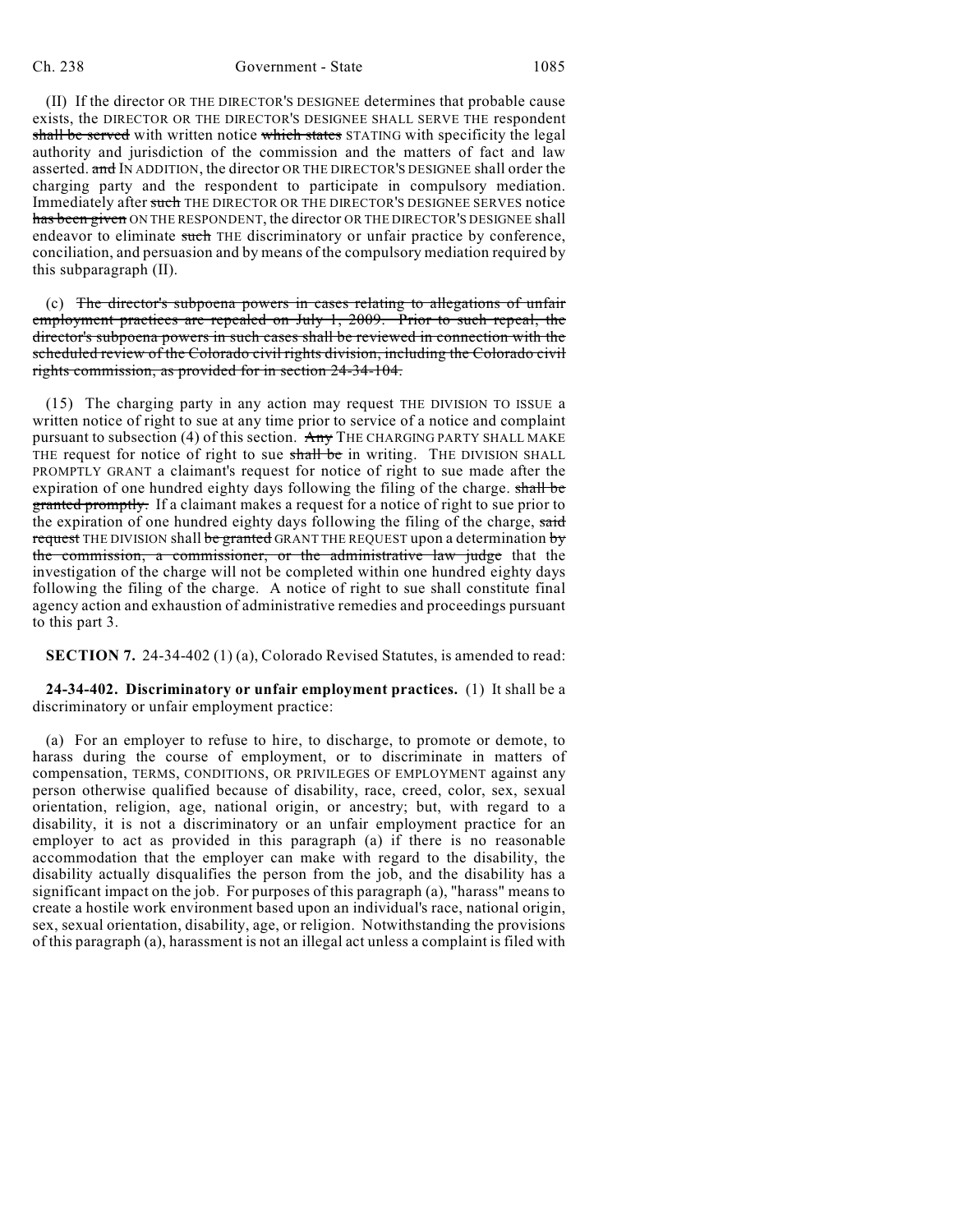(II) If the director OR THE DIRECTOR'S DESIGNEE determines that probable cause exists, the DIRECTOR OR THE DIRECTOR'S DESIGNEE SHALL SERVE THE respondent ~~shall be served~~ with written notice ~~which states~~ STATING with specificity the legal authority and jurisdiction of the commission and the matters of fact and law asserted. ~~and~~ IN ADDITION, the director OR THE DIRECTOR'S DESIGNEE shall order the charging party and the respondent to participate in compulsory mediation. Immediately after ~~such~~ THE DIRECTOR OR THE DIRECTOR'S DESIGNEE SERVES notice ~~has been given~~ ON THE RESPONDENT, the director OR THE DIRECTOR'S DESIGNEE shall endeavor to eliminate ~~such~~ THE discriminatory or unfair practice by conference, conciliation, and persuasion and by means of the compulsory mediation required by this subparagraph (II).

(c) ~~The director's subpoena powers in cases relating to allegations of unfair employment practices are repealed on July 1, 2009. Prior to such repeal, the director's subpoena powers in such cases shall be reviewed in connection with the scheduled review of the Colorado civil rights division, including the Colorado civil rights commission, as provided for in section 24-34-104.~~

(15) The charging party in any action may request THE DIVISION TO ISSUE a written notice of right to sue at any time prior to service of a notice and complaint pursuant to subsection (4) of this section. ~~Any~~ THE CHARGING PARTY SHALL MAKE THE request for notice of right to sue ~~shall be~~ in writing. THE DIVISION SHALL PROMPTLY GRANT a claimant's request for notice of right to sue made after the expiration of one hundred eighty days following the filing of the charge. ~~shall be granted promptly.~~ If a claimant makes a request for a notice of right to sue prior to the expiration of one hundred eighty days following the filing of the charge, ~~said request~~ THE DIVISION shall ~~be granted~~ GRANT THE REQUEST upon a determination ~~by the commission, a commissioner, or the administrative law judge~~ that the investigation of the charge will not be completed within one hundred eighty days following the filing of the charge. A notice of right to sue shall constitute final agency action and exhaustion of administrative remedies and proceedings pursuant to this part 3.

**SECTION 7.** 24-34-402 (1) (a), Colorado Revised Statutes, is amended to read:

**24-34-402. Discriminatory or unfair employment practices.** (1) It shall be a discriminatory or unfair employment practice:

(a) For an employer to refuse to hire, to discharge, to promote or demote, to harass during the course of employment, or to discriminate in matters of compensation, TERMS, CONDITIONS, OR PRIVILEGES OF EMPLOYMENT against any person otherwise qualified because of disability, race, creed, color, sex, sexual orientation, religion, age, national origin, or ancestry; but, with regard to a disability, it is not a discriminatory or an unfair employment practice for an employer to act as provided in this paragraph (a) if there is no reasonable accommodation that the employer can make with regard to the disability, the disability actually disqualifies the person from the job, and the disability has a significant impact on the job. For purposes of this paragraph (a), "harass" means to create a hostile work environment based upon an individual's race, national origin, sex, sexual orientation, disability, age, or religion. Notwithstanding the provisions of this paragraph (a), harassment is not an illegal act unless a complaint is filed with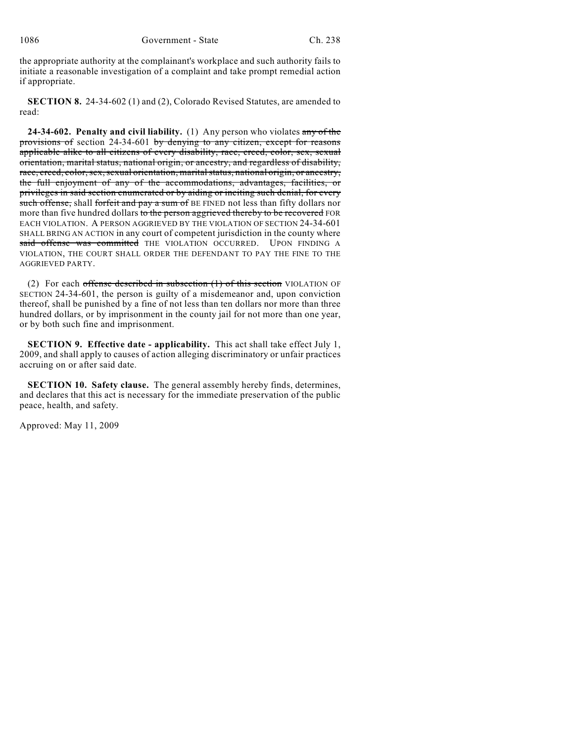the appropriate authority at the complainant's workplace and such authority fails to initiate a reasonable investigation of a complaint and take prompt remedial action if appropriate.

**SECTION 8.** 24-34-602 (1) and (2), Colorado Revised Statutes, are amended to read:

**24-34-602. Penalty and civil liability.** (1) Any person who violates ~~any of the provisions of~~ section 24-34-601 ~~by denying to any citizen, except for reasons applicable alike to all citizens of every disability, race, creed, color, sex, sexual orientation, marital status, national origin, or ancestry, and regardless of disability, race, creed, color, sex, sexual orientation, marital status, national origin, or ancestry, the full enjoyment of any of the accommodations, advantages, facilities, or privileges in said section enumerated or by aiding or inciting such denial, for every such offense,~~ shall ~~forfeit and pay a sum of~~ BE FINED not less than fifty dollars nor more than five hundred dollars ~~to the person aggrieved thereby to be recovered~~ FOR EACH VIOLATION. A PERSON AGGRIEVED BY THE VIOLATION OF SECTION 24-34-601 SHALL BRING AN ACTION in any court of competent jurisdiction in the county where ~~said offense was committed~~ THE VIOLATION OCCURRED. UPON FINDING A VIOLATION, THE COURT SHALL ORDER THE DEFENDANT TO PAY THE FINE TO THE AGGRIEVED PARTY.

(2) For each ~~offense described in subsection (1) of this section~~ VIOLATION OF SECTION 24-34-601, the person is guilty of a misdemeanor and, upon conviction thereof, shall be punished by a fine of not less than ten dollars nor more than three hundred dollars, or by imprisonment in the county jail for not more than one year, or by both such fine and imprisonment.

**SECTION 9. Effective date - applicability.** This act shall take effect July 1, 2009, and shall apply to causes of action alleging discriminatory or unfair practices accruing on or after said date.

**SECTION 10. Safety clause.** The general assembly hereby finds, determines, and declares that this act is necessary for the immediate preservation of the public peace, health, and safety.

Approved: May 11, 2009